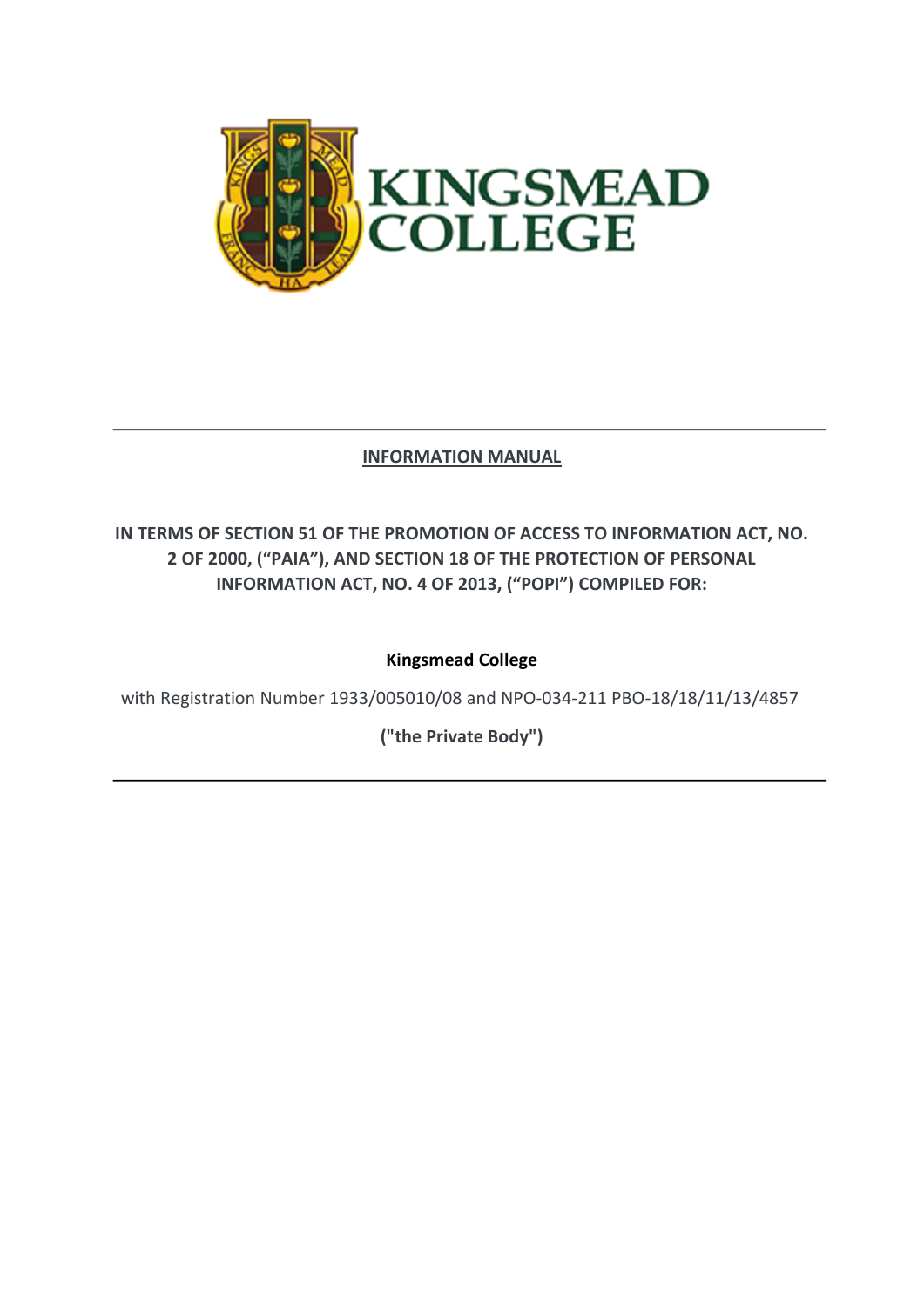**INFORMATION MANUAL**

**IN TERMS OF SECTION 51 OF THE PROMOTION OF ACCESS TO INFORMATION ACT, NO. 2 OF 2000, ("PAIA"), AND SECTION 18 OF THE PROTECTION OF PERSONAL INFORMATION ACT, NO. 4 OF 2013, ("POPI") COMPILED FOR:**

**Kingsmead College**

with Registration Number 1933/005010/08 and NPO-034-211 PBO-18/18/11/13/4857

**("the Private Body")**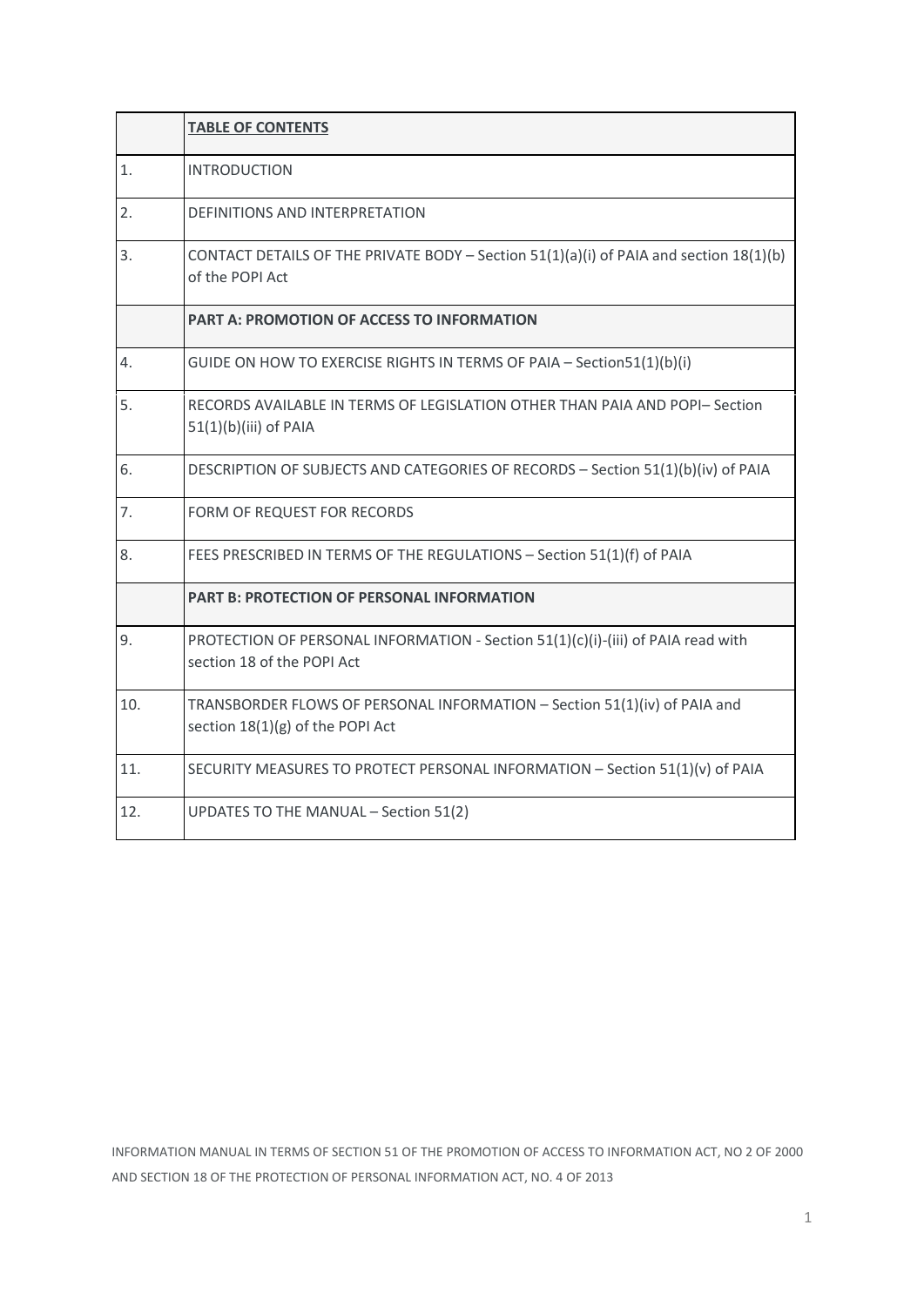| | **TABLE OF CONTENTS** |
|---|---|
| 1. | INTRODUCTION |
| 2. | DEFINITIONS AND INTERPRETATION |
| 3. | CONTACT DETAILS OF THE PRIVATE BODY – Section 51(1)(a)(i) of PAIA and section 18(1)(b) of the POPI Act |
| | **PART A: PROMOTION OF ACCESS TO INFORMATION** |
| 4. | GUIDE ON HOW TO EXERCISE RIGHTS IN TERMS OF PAIA – Section51(1)(b)(i) |
| 5. | RECORDS AVAILABLE IN TERMS OF LEGISLATION OTHER THAN PAIA AND POPI– Section 51(1)(b)(iii) of PAIA |
| 6. | DESCRIPTION OF SUBJECTS AND CATEGORIES OF RECORDS – Section 51(1)(b)(iv) of PAIA |
| 7. | FORM OF REQUEST FOR RECORDS |
| 8. | FEES PRESCRIBED IN TERMS OF THE REGULATIONS – Section 51(1)(f) of PAIA |
| | **PART B: PROTECTION OF PERSONAL INFORMATION** |
| 9. | PROTECTION OF PERSONAL INFORMATION - Section 51(1)(c)(i)-(iii) of PAIA read with section 18 of the POPI Act |
| 10. | TRANSBORDER FLOWS OF PERSONAL INFORMATION – Section 51(1)(iv) of PAIA and section 18(1)(g) of the POPI Act |
| 11. | SECURITY MEASURES TO PROTECT PERSONAL INFORMATION – Section 51(1)(v) of PAIA |
| 12. | UPDATES TO THE MANUAL – Section 51(2) |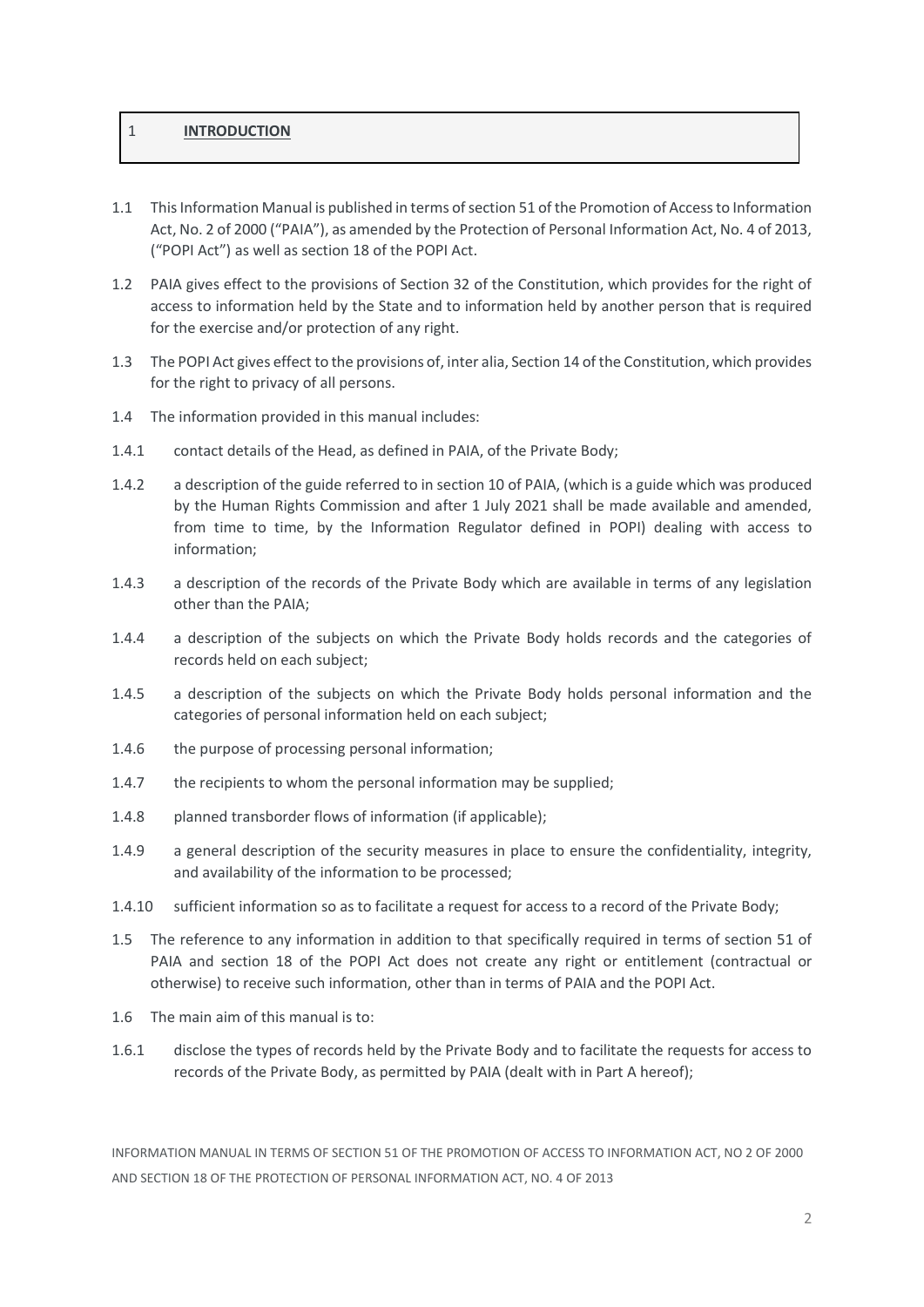# 1 INTRODUCTION

1.1 This Information Manual is published in terms of section 51 of the Promotion of Access to Information Act, No. 2 of 2000 ("PAIA"), as amended by the Protection of Personal Information Act, No. 4 of 2013, ("POPI Act") as well as section 18 of the POPI Act.

1.2 PAIA gives effect to the provisions of Section 32 of the Constitution, which provides for the right of access to information held by the State and to information held by another person that is required for the exercise and/or protection of any right.

1.3 The POPI Act gives effect to the provisions of, inter alia, Section 14 of the Constitution, which provides for the right to privacy of all persons.

1.4 The information provided in this manual includes:

1.4.1 contact details of the Head, as defined in PAIA, of the Private Body;

1.4.2 a description of the guide referred to in section 10 of PAIA, (which is a guide which was produced by the Human Rights Commission and after 1 July 2021 shall be made available and amended, from time to time, by the Information Regulator defined in POPI) dealing with access to information;

1.4.3 a description of the records of the Private Body which are available in terms of any legislation other than the PAIA;

1.4.4 a description of the subjects on which the Private Body holds records and the categories of records held on each subject;

1.4.5 a description of the subjects on which the Private Body holds personal information and the categories of personal information held on each subject;

1.4.6 the purpose of processing personal information;

1.4.7 the recipients to whom the personal information may be supplied;

1.4.8 planned transborder flows of information (if applicable);

1.4.9 a general description of the security measures in place to ensure the confidentiality, integrity, and availability of the information to be processed;

1.4.10 sufficient information so as to facilitate a request for access to a record of the Private Body;

1.5 The reference to any information in addition to that specifically required in terms of section 51 of PAIA and section 18 of the POPI Act does not create any right or entitlement (contractual or otherwise) to receive such information, other than in terms of PAIA and the POPI Act.

1.6 The main aim of this manual is to:

1.6.1 disclose the types of records held by the Private Body and to facilitate the requests for access to records of the Private Body, as permitted by PAIA (dealt with in Part A hereof);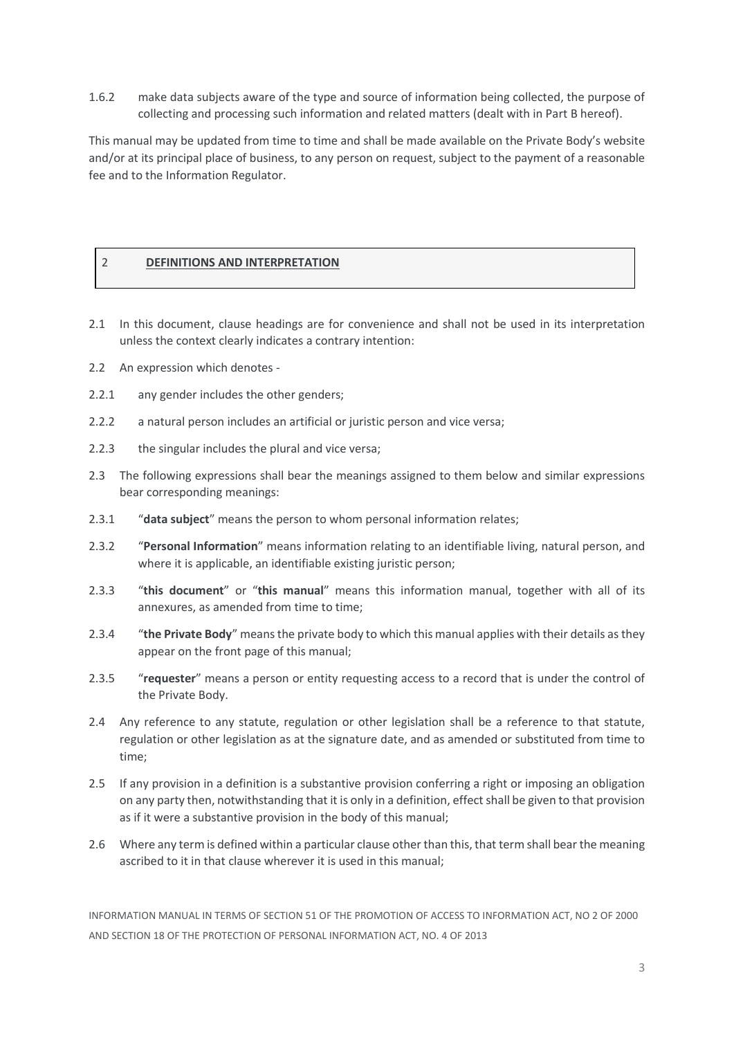1.6.2 make data subjects aware of the type and source of information being collected, the purpose of collecting and processing such information and related matters (dealt with in Part B hereof).

This manual may be updated from time to time and shall be made available on the Private Body's website and/or at its principal place of business, to any person on request, subject to the payment of a reasonable fee and to the Information Regulator.

## 2 DEFINITIONS AND INTERPRETATION

2.1 In this document, clause headings are for convenience and shall not be used in its interpretation unless the context clearly indicates a contrary intention:

2.2 An expression which denotes -

2.2.1 any gender includes the other genders;

2.2.2 a natural person includes an artificial or juristic person and vice versa;

2.2.3 the singular includes the plural and vice versa;

2.3 The following expressions shall bear the meanings assigned to them below and similar expressions bear corresponding meanings:

2.3.1 "**data subject**" means the person to whom personal information relates;

2.3.2 "**Personal Information**" means information relating to an identifiable living, natural person, and where it is applicable, an identifiable existing juristic person;

2.3.3 "**this document**" or "**this manual**" means this information manual, together with all of its annexures, as amended from time to time;

2.3.4 "**the Private Body**" means the private body to which this manual applies with their details as they appear on the front page of this manual;

2.3.5 "**requester**" means a person or entity requesting access to a record that is under the control of the Private Body.

2.4 Any reference to any statute, regulation or other legislation shall be a reference to that statute, regulation or other legislation as at the signature date, and as amended or substituted from time to time;

2.5 If any provision in a definition is a substantive provision conferring a right or imposing an obligation on any party then, notwithstanding that it is only in a definition, effect shall be given to that provision as if it were a substantive provision in the body of this manual;

2.6 Where any term is defined within a particular clause other than this, that term shall bear the meaning ascribed to it in that clause wherever it is used in this manual;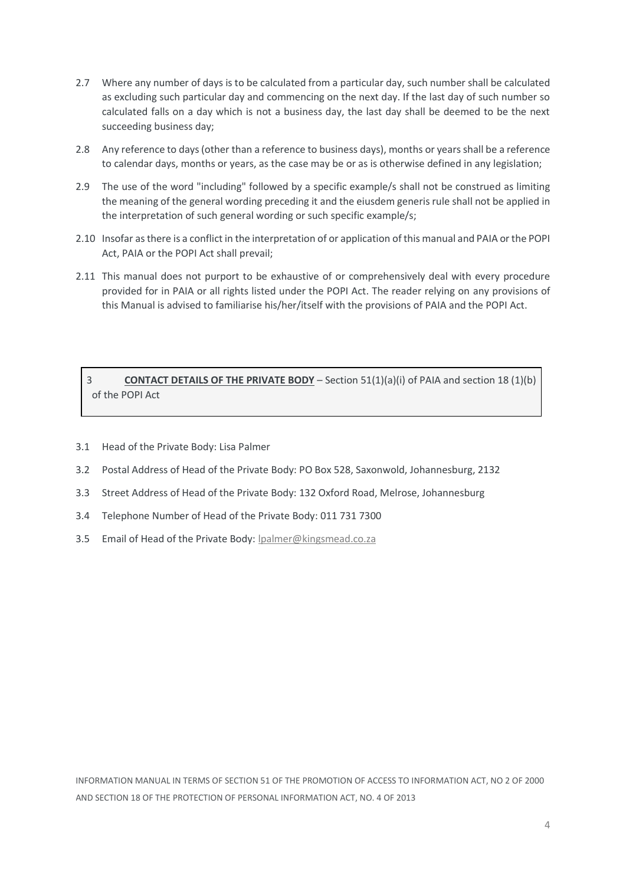2.7 Where any number of days is to be calculated from a particular day, such number shall be calculated as excluding such particular day and commencing on the next day. If the last day of such number so calculated falls on a day which is not a business day, the last day shall be deemed to be the next succeeding business day;

2.8 Any reference to days (other than a reference to business days), months or years shall be a reference to calendar days, months or years, as the case may be or as is otherwise defined in any legislation;

2.9 The use of the word "including" followed by a specific example/s shall not be construed as limiting the meaning of the general wording preceding it and the eiusdem generis rule shall not be applied in the interpretation of such general wording or such specific example/s;

2.10 Insofar as there is a conflict in the interpretation of or application of this manual and PAIA or the POPI Act, PAIA or the POPI Act shall prevail;

2.11 This manual does not purport to be exhaustive of or comprehensively deal with every procedure provided for in PAIA or all rights listed under the POPI Act. The reader relying on any provisions of this Manual is advised to familiarise his/her/itself with the provisions of PAIA and the POPI Act.

## 3 **CONTACT DETAILS OF THE PRIVATE BODY** – Section 51(1)(a)(i) of PAIA and section 18 (1)(b) of the POPI Act

3.1 Head of the Private Body: Lisa Palmer

3.2 Postal Address of Head of the Private Body: PO Box 528, Saxonwold, Johannesburg, 2132

3.3 Street Address of Head of the Private Body: 132 Oxford Road, Melrose, Johannesburg

3.4 Telephone Number of Head of the Private Body: 011 731 7300

3.5 Email of Head of the Private Body: lpalmer@kingsmead.co.za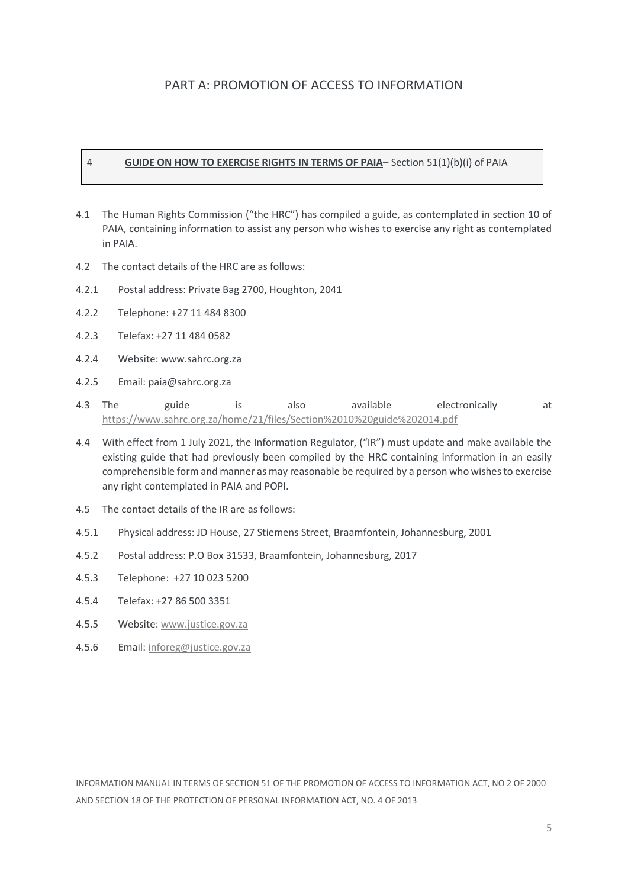# PART A: PROMOTION OF ACCESS TO INFORMATION

## 4 **GUIDE ON HOW TO EXERCISE RIGHTS IN TERMS OF PAIA**– Section 51(1)(b)(i) of PAIA

4.1 The Human Rights Commission ("the HRC") has compiled a guide, as contemplated in section 10 of PAIA, containing information to assist any person who wishes to exercise any right as contemplated in PAIA.

4.2 The contact details of the HRC are as follows:

4.2.1 Postal address: Private Bag 2700, Houghton, 2041

4.2.2 Telephone: +27 11 484 8300

4.2.3 Telefax: +27 11 484 0582

4.2.4 Website: www.sahrc.org.za

4.2.5 Email: paia@sahrc.org.za

4.3 The guide is also available electronically at https://www.sahrc.org.za/home/21/files/Section%2010%20guide%202014.pdf

4.4 With effect from 1 July 2021, the Information Regulator, ("IR") must update and make available the existing guide that had previously been compiled by the HRC containing information in an easily comprehensible form and manner as may reasonable be required by a person who wishes to exercise any right contemplated in PAIA and POPI.

4.5 The contact details of the IR are as follows:

4.5.1 Physical address: JD House, 27 Stiemens Street, Braamfontein, Johannesburg, 2001

4.5.2 Postal address: P.O Box 31533, Braamfontein, Johannesburg, 2017

4.5.3 Telephone: +27 10 023 5200

4.5.4 Telefax: +27 86 500 3351

4.5.5 Website: www.justice.gov.za

4.5.6 Email: inforeg@justice.gov.za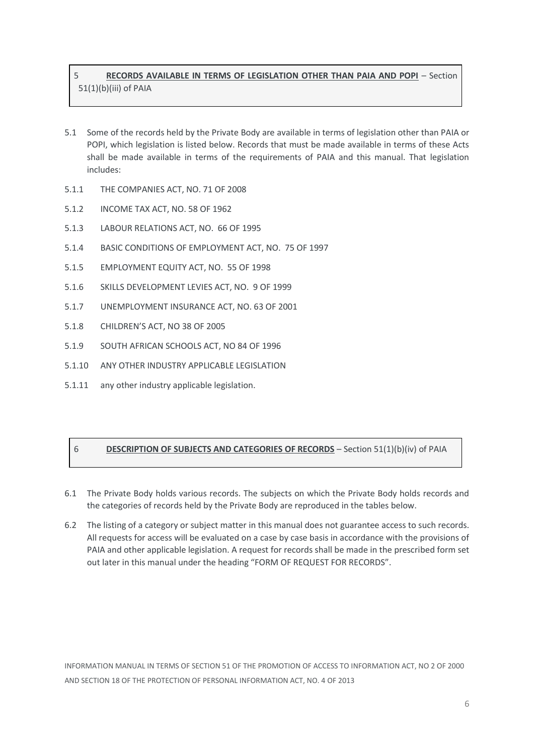## 5 **RECORDS AVAILABLE IN TERMS OF LEGISLATION OTHER THAN PAIA AND POPI** – Section 51(1)(b)(iii) of PAIA

5.1 Some of the records held by the Private Body are available in terms of legislation other than PAIA or POPI, which legislation is listed below. Records that must be made available in terms of these Acts shall be made available in terms of the requirements of PAIA and this manual. That legislation includes:

5.1.1 THE COMPANIES ACT, NO. 71 OF 2008

5.1.2 INCOME TAX ACT, NO. 58 OF 1962

5.1.3 LABOUR RELATIONS ACT, NO. 66 OF 1995

5.1.4 BASIC CONDITIONS OF EMPLOYMENT ACT, NO. 75 OF 1997

5.1.5 EMPLOYMENT EQUITY ACT, NO. 55 OF 1998

5.1.6 SKILLS DEVELOPMENT LEVIES ACT, NO. 9 OF 1999

5.1.7 UNEMPLOYMENT INSURANCE ACT, NO. 63 OF 2001

5.1.8 CHILDREN'S ACT, NO 38 OF 2005

5.1.9 SOUTH AFRICAN SCHOOLS ACT, NO 84 OF 1996

5.1.10 ANY OTHER INDUSTRY APPLICABLE LEGISLATION

5.1.11 any other industry applicable legislation.

## 6 **DESCRIPTION OF SUBJECTS AND CATEGORIES OF RECORDS** – Section 51(1)(b)(iv) of PAIA

6.1 The Private Body holds various records. The subjects on which the Private Body holds records and the categories of records held by the Private Body are reproduced in the tables below.

6.2 The listing of a category or subject matter in this manual does not guarantee access to such records. All requests for access will be evaluated on a case by case basis in accordance with the provisions of PAIA and other applicable legislation. A request for records shall be made in the prescribed form set out later in this manual under the heading "FORM OF REQUEST FOR RECORDS".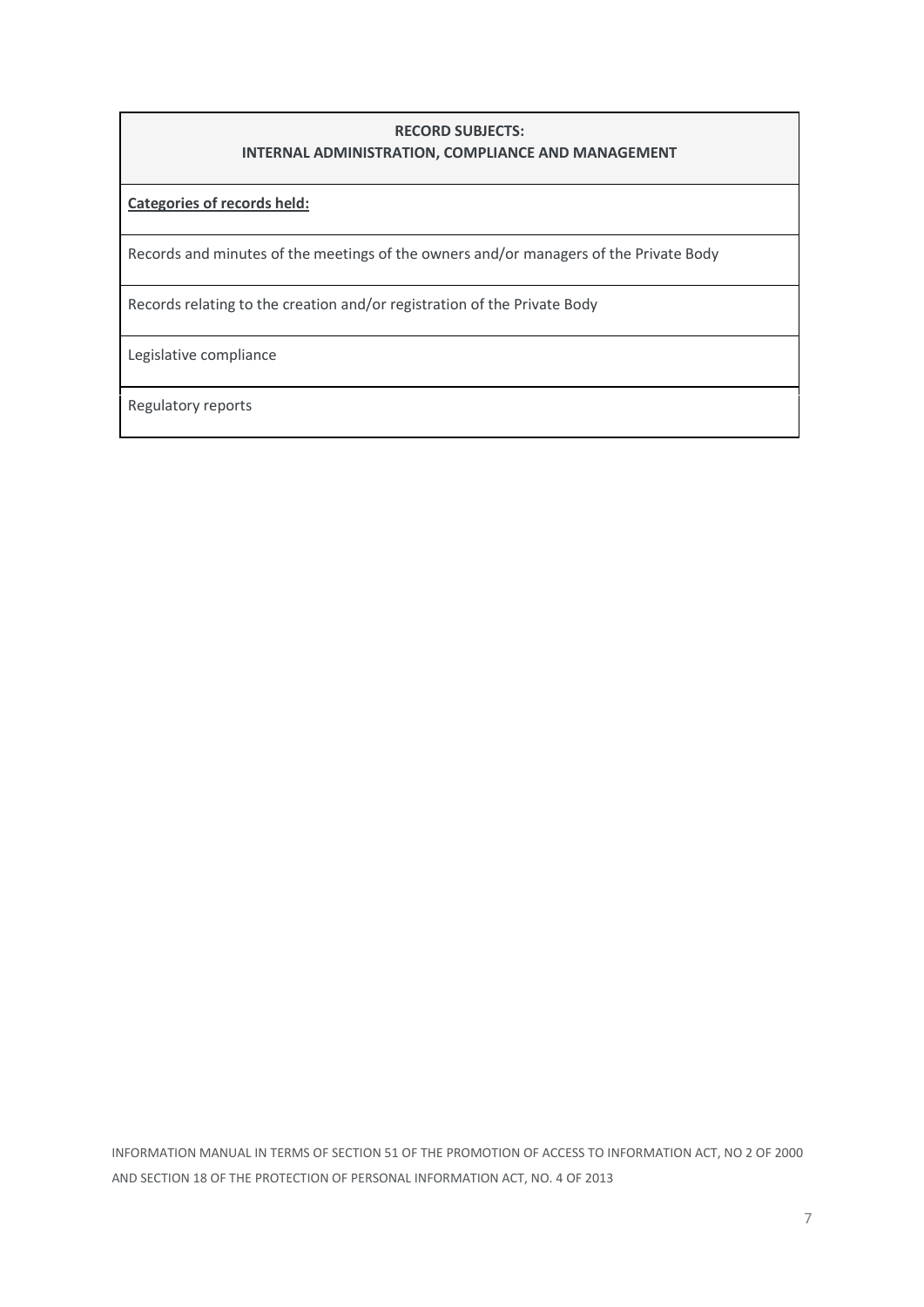| **RECORD SUBJECTS:**<br>**INTERNAL ADMINISTRATION, COMPLIANCE AND MANAGEMENT** |
| --- |
| **Categories of records held:** |
| Records and minutes of the meetings of the owners and/or managers of the Private Body |
| Records relating to the creation and/or registration of the Private Body |
| Legislative compliance |
| Regulatory reports |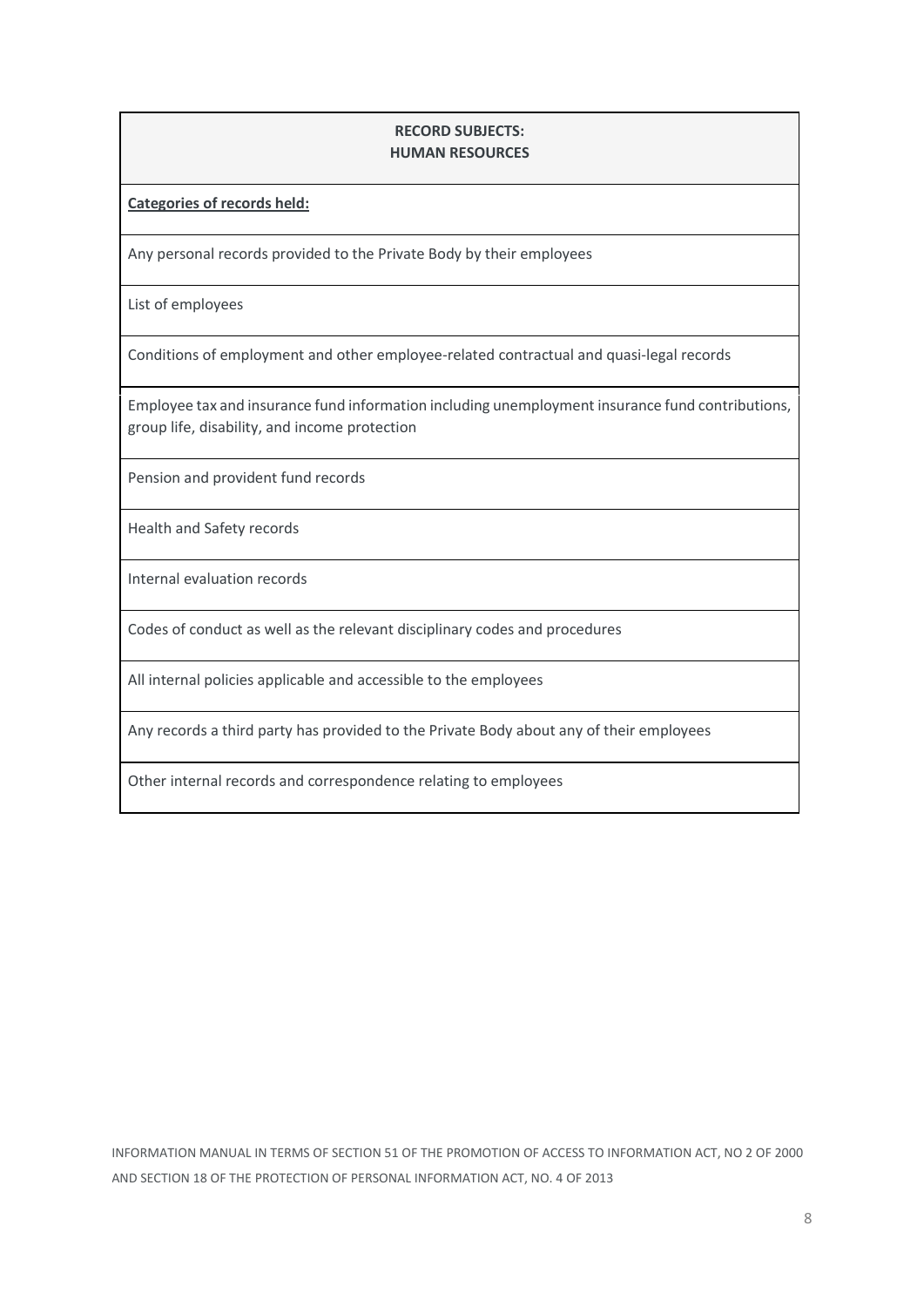| **RECORD SUBJECTS:**<br>**HUMAN RESOURCES** |
|---|
| **Categories of records held:** |
| Any personal records provided to the Private Body by their employees |
| List of employees |
| Conditions of employment and other employee-related contractual and quasi-legal records |
| Employee tax and insurance fund information including unemployment insurance fund contributions, group life, disability, and income protection |
| Pension and provident fund records |
| Health and Safety records |
| Internal evaluation records |
| Codes of conduct as well as the relevant disciplinary codes and procedures |
| All internal policies applicable and accessible to the employees |
| Any records a third party has provided to the Private Body about any of their employees |
| Other internal records and correspondence relating to employees |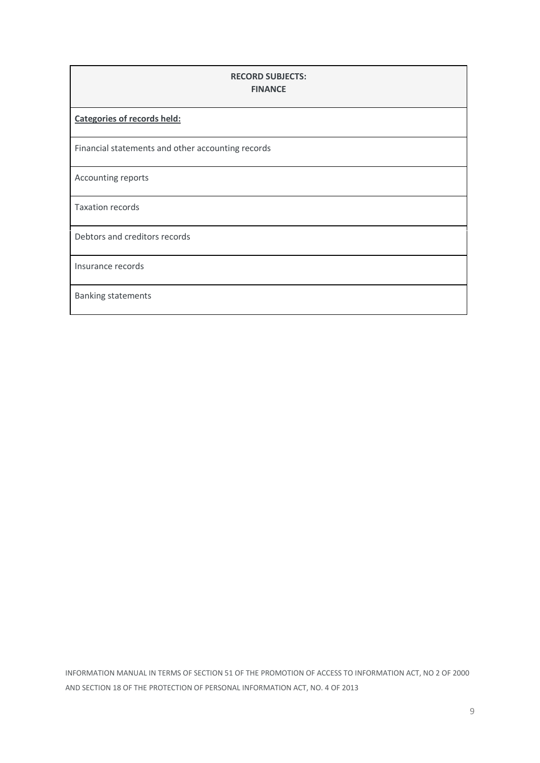| **RECORD SUBJECTS:**<br>**FINANCE** |
|---|
| **Categories of records held:** |
| Financial statements and other accounting records |
| Accounting reports |
| Taxation records |
| Debtors and creditors records |
| Insurance records |
| Banking statements |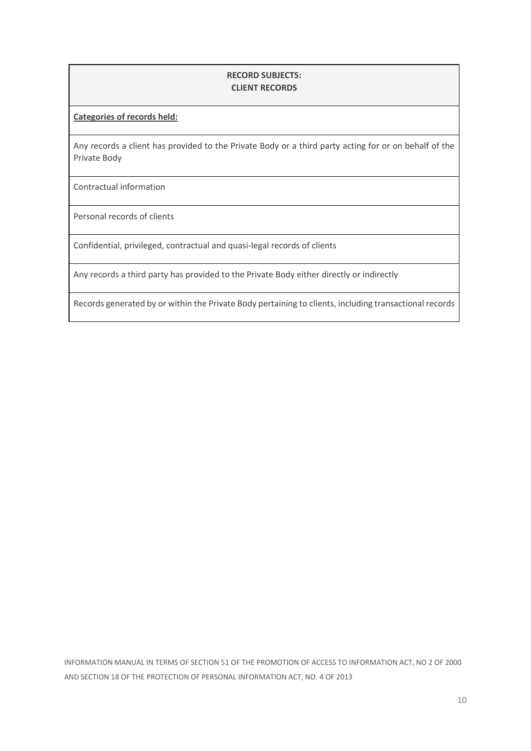| **RECORD SUBJECTS:**<br>**CLIENT RECORDS** |
| --- |
| **Categories of records held:** |
| Any records a client has provided to the Private Body or a third party acting for or on behalf of the Private Body |
| Contractual information |
| Personal records of clients |
| Confidential, privileged, contractual and quasi-legal records of clients |
| Any records a third party has provided to the Private Body either directly or indirectly |
| Records generated by or within the Private Body pertaining to clients, including transactional records |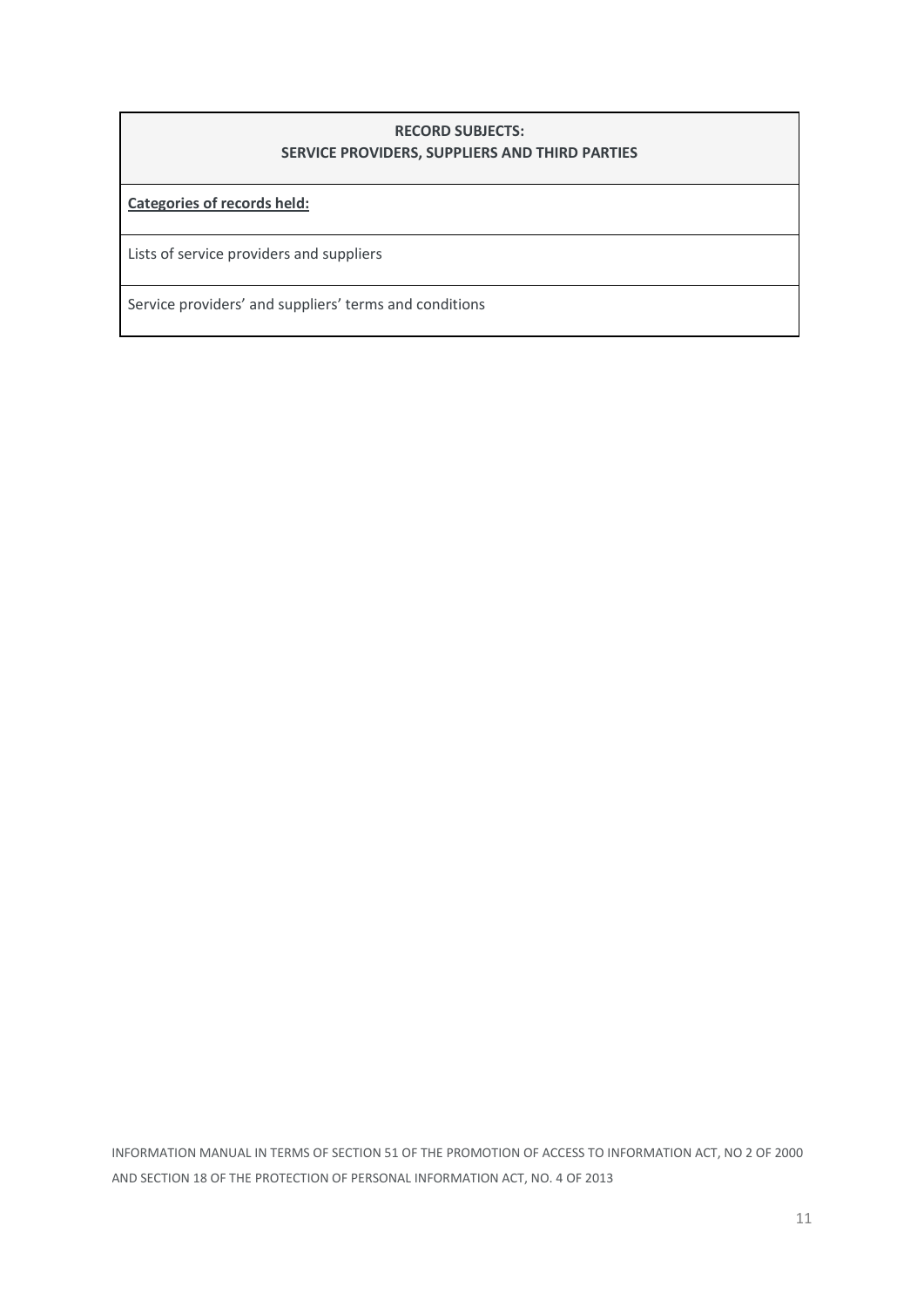| **RECORD SUBJECTS:**<br>**SERVICE PROVIDERS, SUPPLIERS AND THIRD PARTIES** |
| --- |
| **Categories of records held:** |
| Lists of service providers and suppliers |
| Service providers' and suppliers' terms and conditions |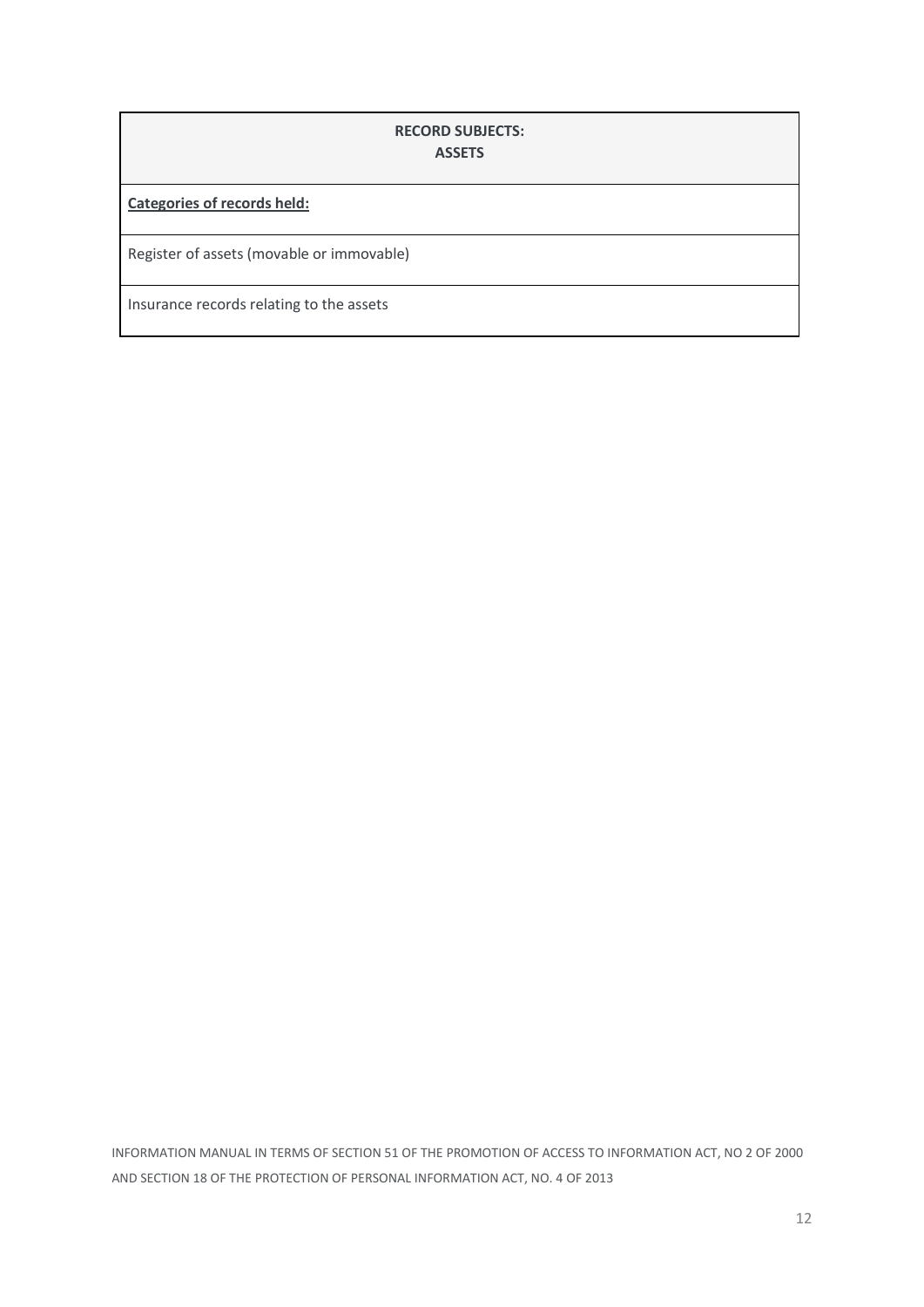| **RECORD SUBJECTS:** **ASSETS** |
| --- |
| **Categories of records held:** |
| Register of assets (movable or immovable) |
| Insurance records relating to the assets |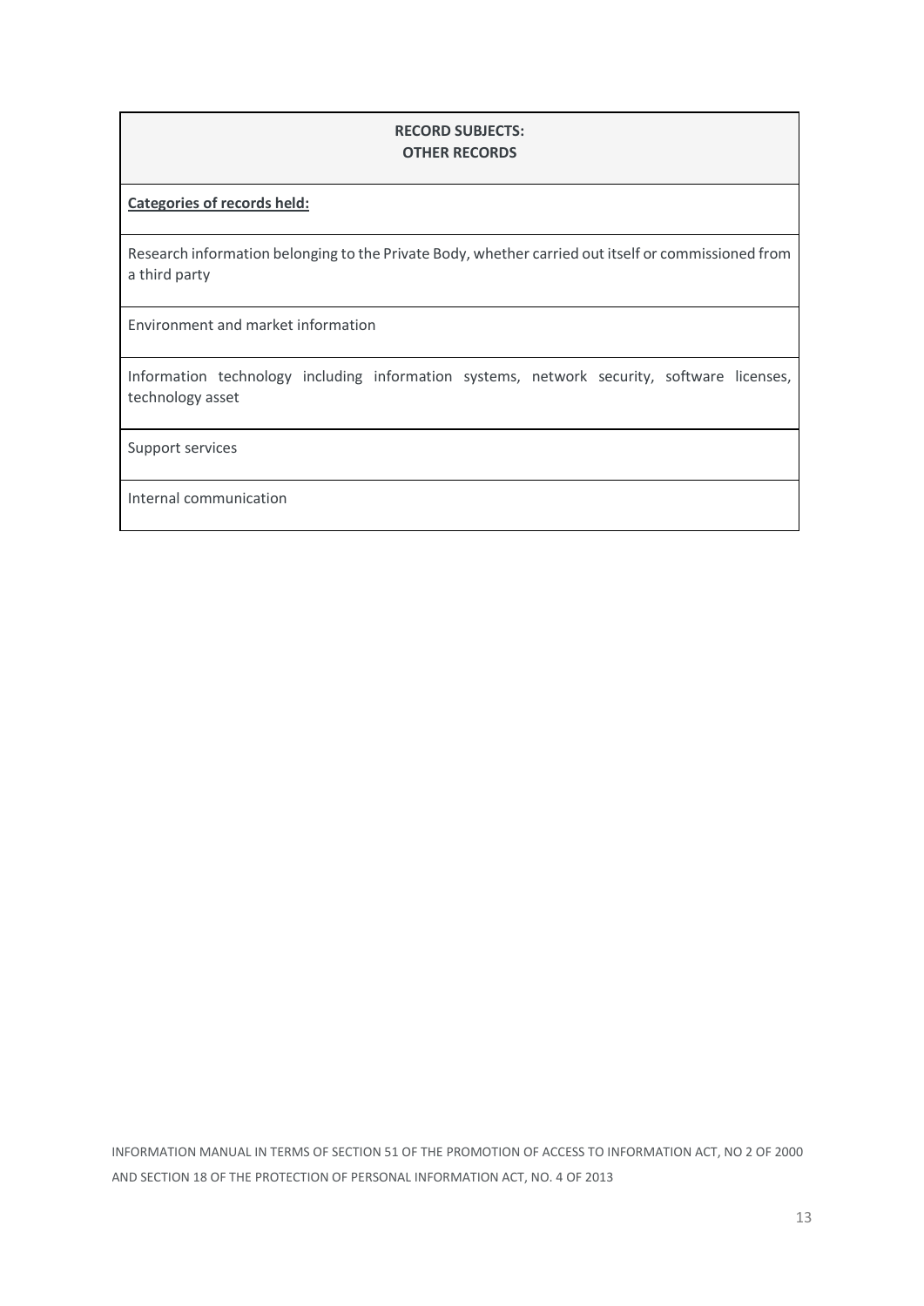| **RECORD SUBJECTS:**<br>**OTHER RECORDS** |
| --- |
| **Categories of records held:** |
| Research information belonging to the Private Body, whether carried out itself or commissioned from a third party |
| Environment and market information |
| Information technology including information systems, network security, software licenses, technology asset |
| Support services |
| Internal communication |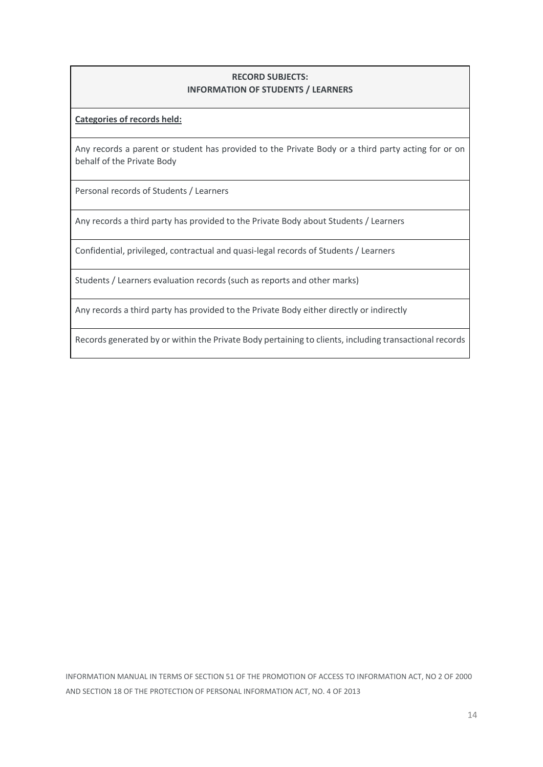| **RECORD SUBJECTS:**<br>**INFORMATION OF STUDENTS / LEARNERS** |
| --- |
| **Categories of records held:** |
| Any records a parent or student has provided to the Private Body or a third party acting for or on behalf of the Private Body |
| Personal records of Students / Learners |
| Any records a third party has provided to the Private Body about Students / Learners |
| Confidential, privileged, contractual and quasi-legal records of Students / Learners |
| Students / Learners evaluation records (such as reports and other marks) |
| Any records a third party has provided to the Private Body either directly or indirectly |
| Records generated by or within the Private Body pertaining to clients, including transactional records |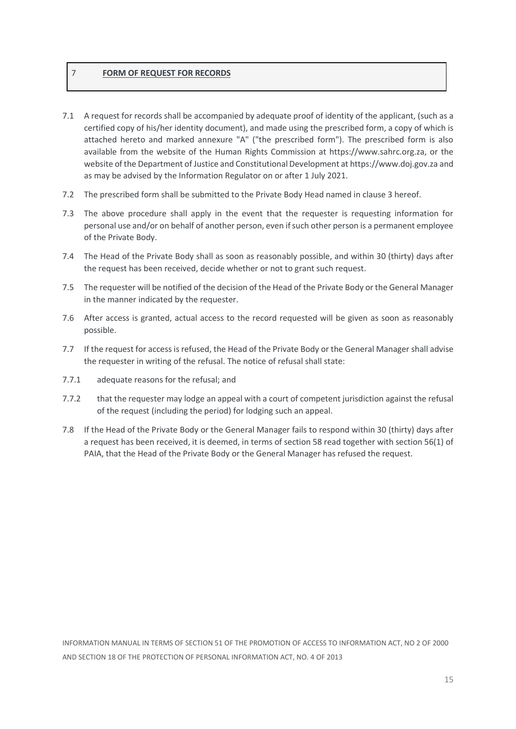## 7 **FORM OF REQUEST FOR RECORDS**

7.1 A request for records shall be accompanied by adequate proof of identity of the applicant, (such as a certified copy of his/her identity document), and made using the prescribed form, a copy of which is attached hereto and marked annexure "A" ("the prescribed form"). The prescribed form is also available from the website of the Human Rights Commission at https://www.sahrc.org.za, or the website of the Department of Justice and Constitutional Development at https://www.doj.gov.za and as may be advised by the Information Regulator on or after 1 July 2021.

7.2 The prescribed form shall be submitted to the Private Body Head named in clause 3 hereof.

7.3 The above procedure shall apply in the event that the requester is requesting information for personal use and/or on behalf of another person, even if such other person is a permanent employee of the Private Body.

7.4 The Head of the Private Body shall as soon as reasonably possible, and within 30 (thirty) days after the request has been received, decide whether or not to grant such request.

7.5 The requester will be notified of the decision of the Head of the Private Body or the General Manager in the manner indicated by the requester.

7.6 After access is granted, actual access to the record requested will be given as soon as reasonably possible.

7.7 If the request for access is refused, the Head of the Private Body or the General Manager shall advise the requester in writing of the refusal. The notice of refusal shall state:

7.7.1 adequate reasons for the refusal; and

7.7.2 that the requester may lodge an appeal with a court of competent jurisdiction against the refusal of the request (including the period) for lodging such an appeal.

7.8 If the Head of the Private Body or the General Manager fails to respond within 30 (thirty) days after a request has been received, it is deemed, in terms of section 58 read together with section 56(1) of PAIA, that the Head of the Private Body or the General Manager has refused the request.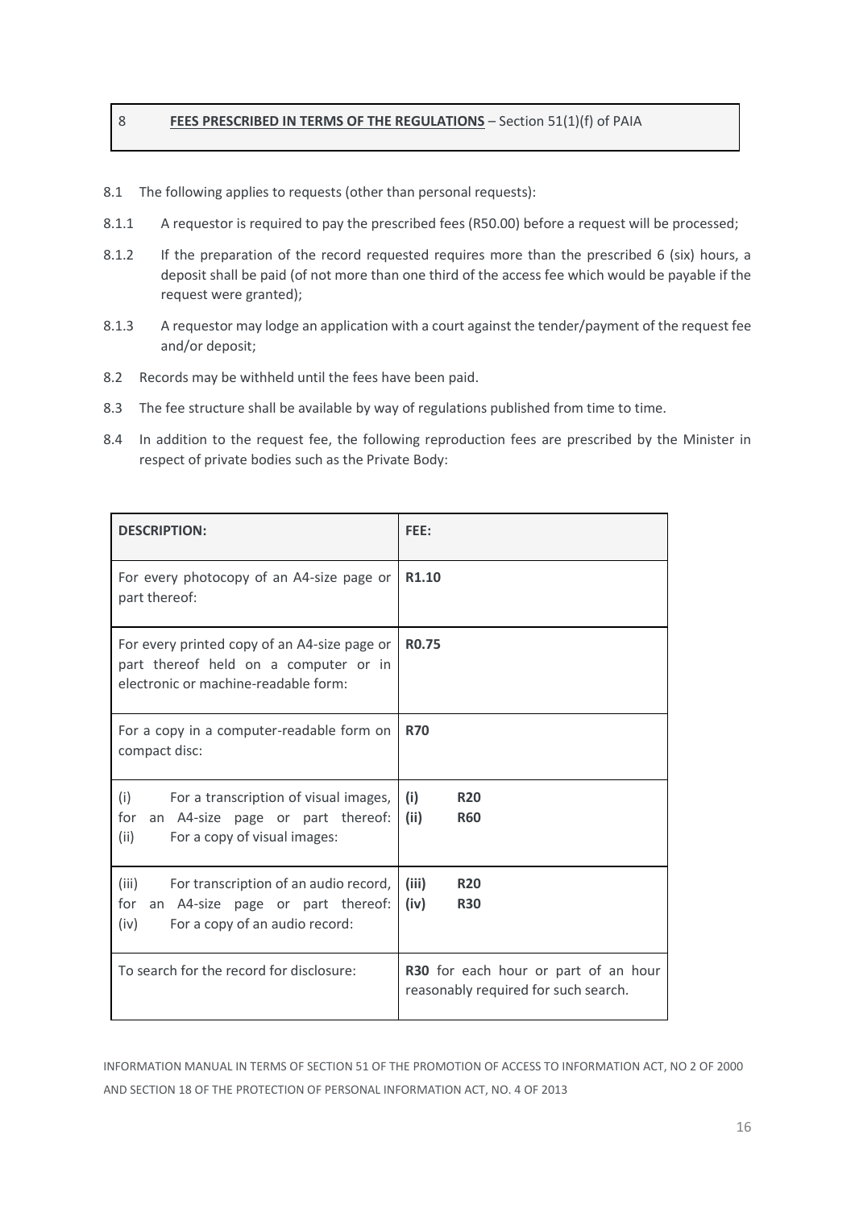## 8 **FEES PRESCRIBED IN TERMS OF THE REGULATIONS** – Section 51(1)(f) of PAIA

8.1 The following applies to requests (other than personal requests):

8.1.1 A requestor is required to pay the prescribed fees (R50.00) before a request will be processed;

8.1.2 If the preparation of the record requested requires more than the prescribed 6 (six) hours, a deposit shall be paid (of not more than one third of the access fee which would be payable if the request were granted);

8.1.3 A requestor may lodge an application with a court against the tender/payment of the request fee and/or deposit;

8.2 Records may be withheld until the fees have been paid.

8.3 The fee structure shall be available by way of regulations published from time to time.

8.4 In addition to the request fee, the following reproduction fees are prescribed by the Minister in respect of private bodies such as the Private Body:

| **DESCRIPTION:** | **FEE:** |
|---|---|
| For every photocopy of an A4-size page or part thereof: | **R1.10** |
| For every printed copy of an A4-size page or part thereof held on a computer or in electronic or machine-readable form: | **R0.75** |
| For a copy in a computer-readable form on compact disc: | **R70** |
| (i) For a transcription of visual images, for an A4-size page or part thereof:<br>(ii) For a copy of visual images: | **(i)** **R20**<br>**(ii)** **R60** |
| (iii) For transcription of an audio record, for an A4-size page or part thereof:<br>(iv) For a copy of an audio record: | **(iii)** **R20**<br>**(iv)** **R30** |
| To search for the record for disclosure: | **R30** for each hour or part of an hour reasonably required for such search. |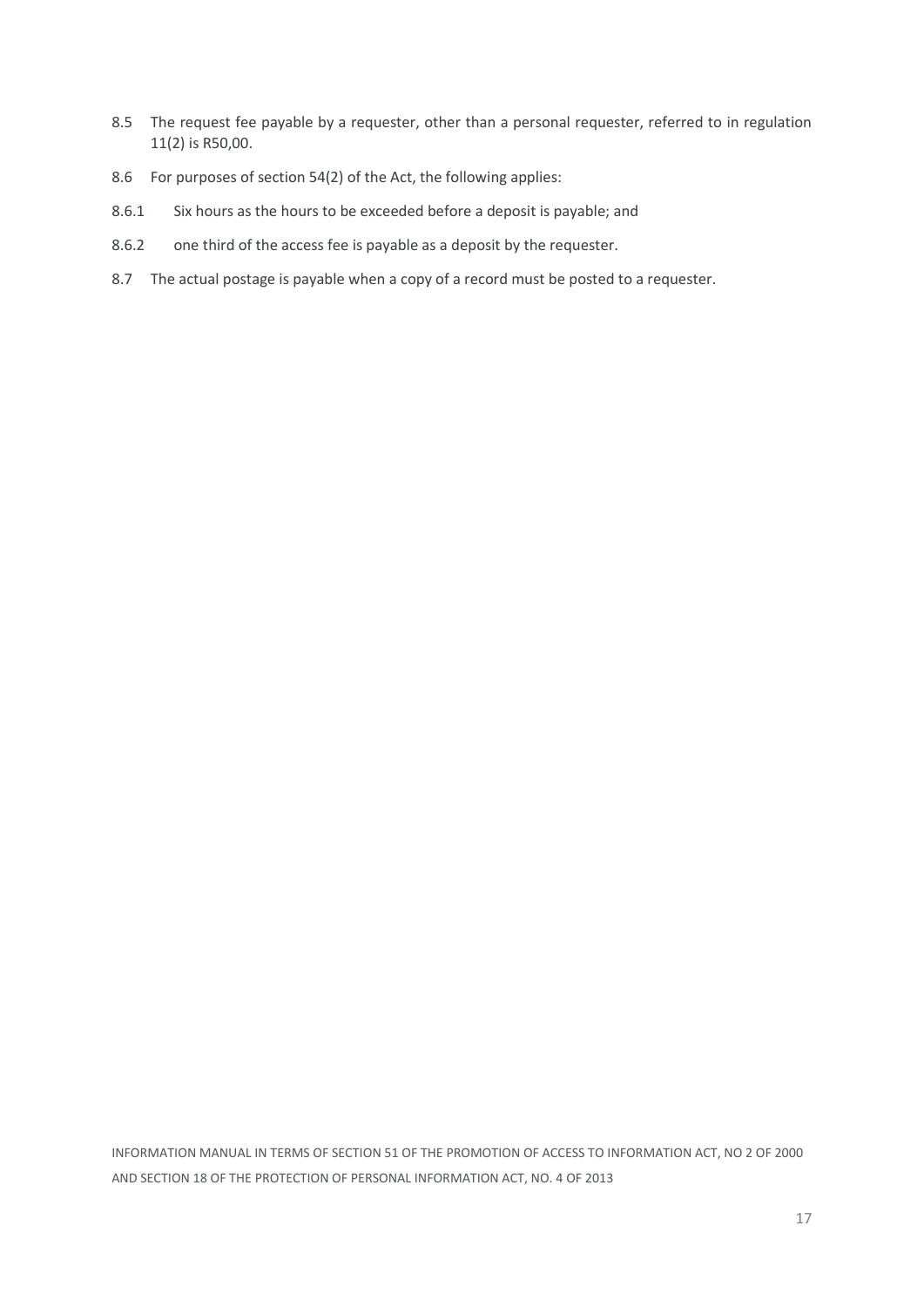8.5 The request fee payable by a requester, other than a personal requester, referred to in regulation 11(2) is R50,00.

8.6 For purposes of section 54(2) of the Act, the following applies:

8.6.1 Six hours as the hours to be exceeded before a deposit is payable; and

8.6.2 one third of the access fee is payable as a deposit by the requester.

8.7 The actual postage is payable when a copy of a record must be posted to a requester.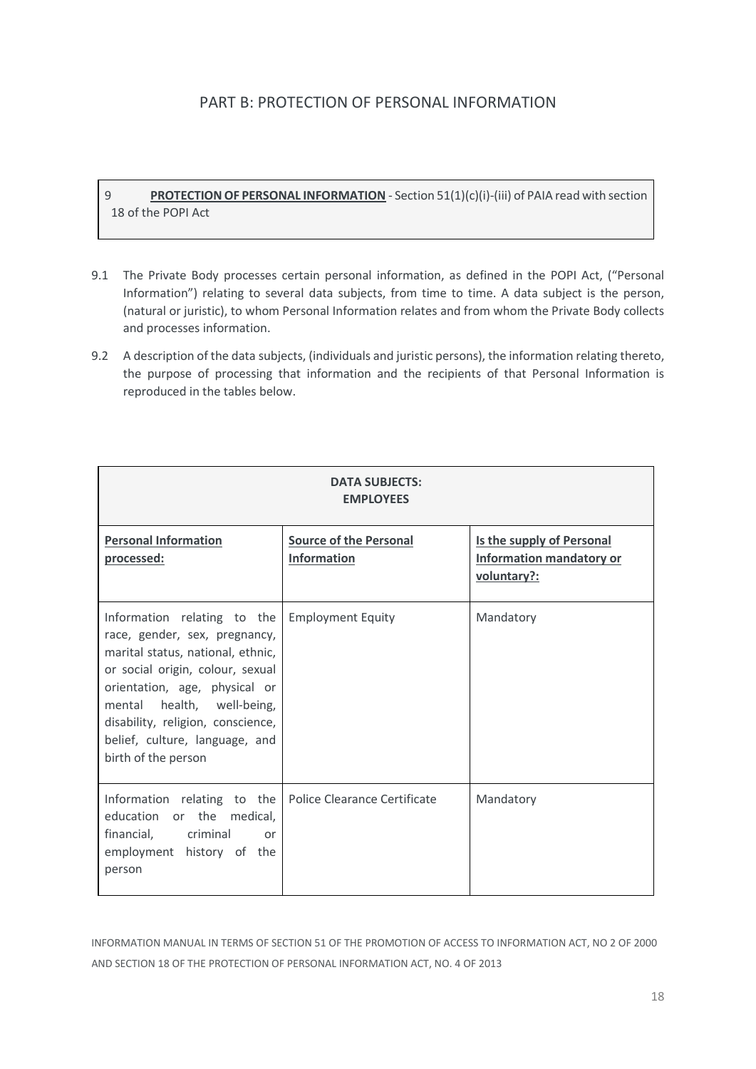## PART B: PROTECTION OF PERSONAL INFORMATION

| 9 **PROTECTION OF PERSONAL INFORMATION** - Section 51(1)(c)(i)-(iii) of PAIA read with section 18 of the POPI Act |
|---|

9.1 The Private Body processes certain personal information, as defined in the POPI Act, ("Personal Information") relating to several data subjects, from time to time. A data subject is the person, (natural or juristic), to whom Personal Information relates and from whom the Private Body collects and processes information.

9.2 A description of the data subjects, (individuals and juristic persons), the information relating thereto, the purpose of processing that information and the recipients of that Personal Information is reproduced in the tables below.

| **DATA SUBJECTS: EMPLOYEES** | | |
|---|---|---|
| **Personal Information processed:** | **Source of the Personal Information** | **Is the supply of Personal Information mandatory or voluntary?:** |
| Information relating to the race, gender, sex, pregnancy, marital status, national, ethnic, or social origin, colour, sexual orientation, age, physical or mental health, well-being, disability, religion, conscience, belief, culture, language, and birth of the person | Employment Equity | Mandatory |
| Information relating to the education or the medical, financial, criminal or employment history of the person | Police Clearance Certificate | Mandatory |

INFORMATION MANUAL IN TERMS OF SECTION 51 OF THE PROMOTION OF ACCESS TO INFORMATION ACT, NO 2 OF 2000 AND SECTION 18 OF THE PROTECTION OF PERSONAL INFORMATION ACT, NO. 4 OF 2013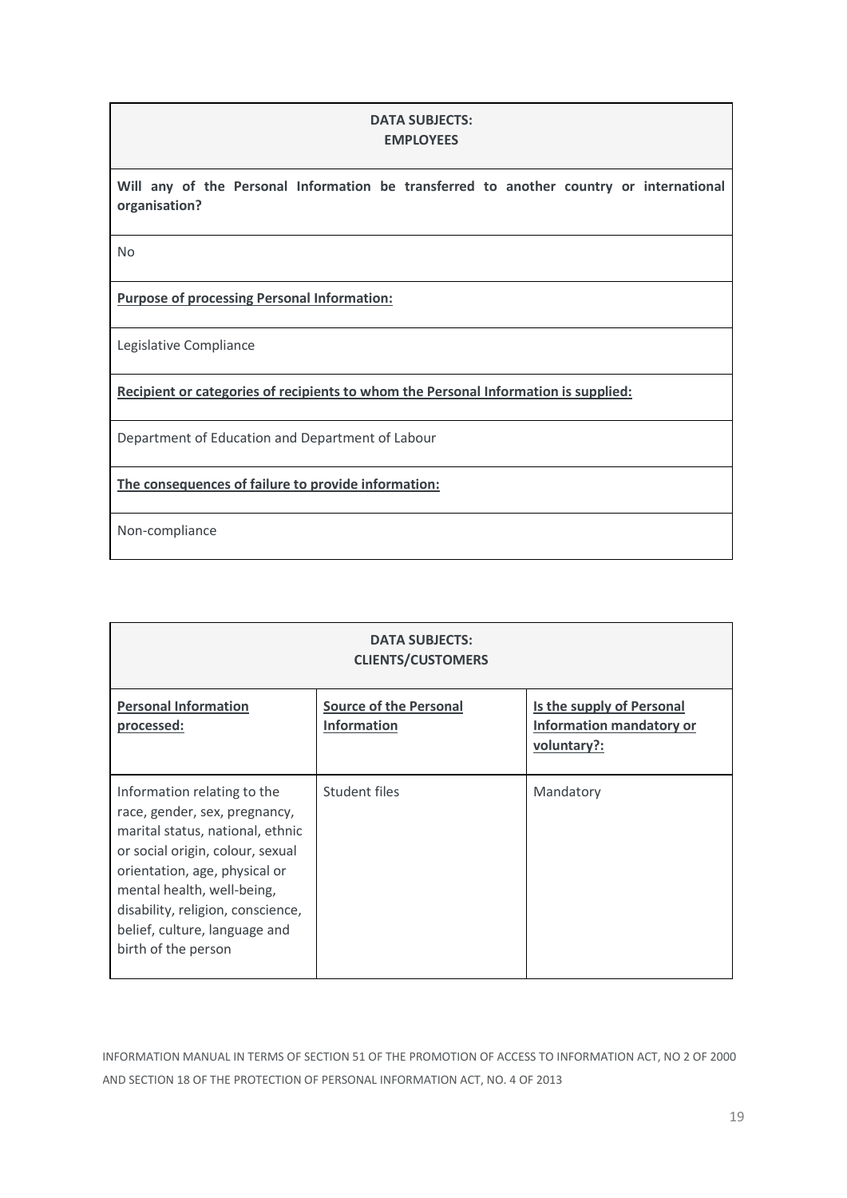| DATA SUBJECTS: EMPLOYEES |
|---|
| **Will any of the Personal Information be transferred to another country or international organisation?** |
| No |
| **Purpose of processing Personal Information:** |
| Legislative Compliance |
| **Recipient or categories of recipients to whom the Personal Information is supplied:** |
| Department of Education and Department of Labour |
| **The consequences of failure to provide information:** |
| Non-compliance |

| DATA SUBJECTS: CLIENTS/CUSTOMERS | | |
|---|---|---|
| **Personal Information processed:** | **Source of the Personal Information** | **Is the supply of Personal Information mandatory or voluntary?:** |
| Information relating to the race, gender, sex, pregnancy, marital status, national, ethnic or social origin, colour, sexual orientation, age, physical or mental health, well-being, disability, religion, conscience, belief, culture, language and birth of the person | Student files | Mandatory |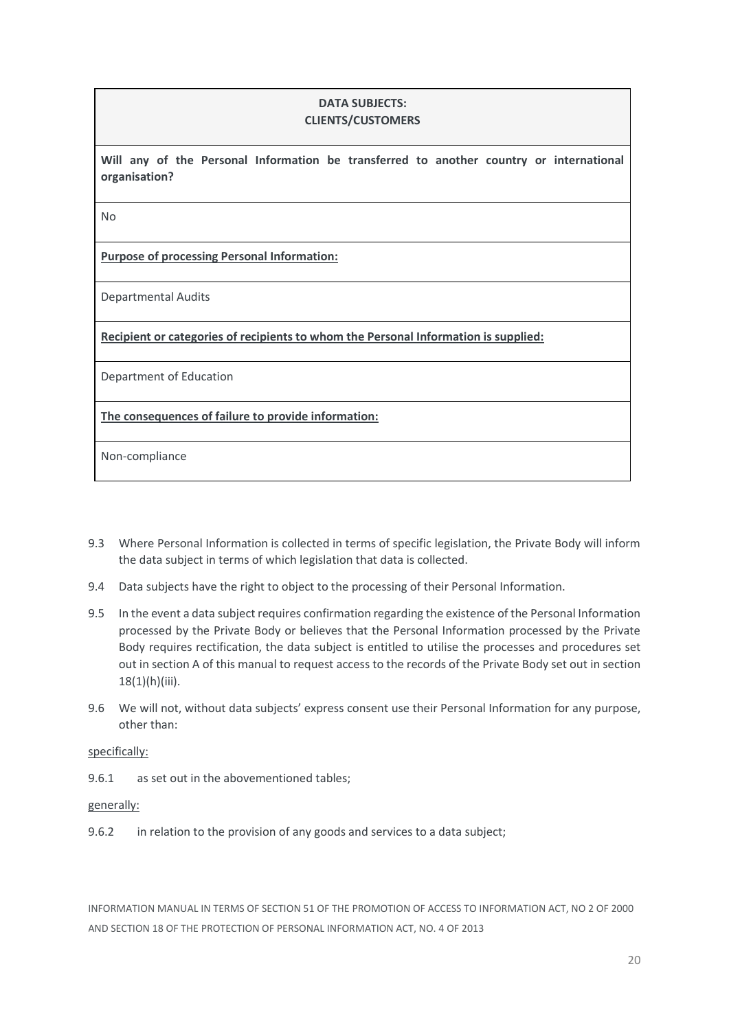| DATA SUBJECTS: CLIENTS/CUSTOMERS |
| --- |
| **Will any of the Personal Information be transferred to another country or international organisation?** |
| No |
| **<u>Purpose of processing Personal Information:</u>** |
| Departmental Audits |
| **<u>Recipient or categories of recipients to whom the Personal Information is supplied:</u>** |
| Department of Education |
| **<u>The consequences of failure to provide information:</u>** |
| Non-compliance |

9.3 Where Personal Information is collected in terms of specific legislation, the Private Body will inform the data subject in terms of which legislation that data is collected.

9.4 Data subjects have the right to object to the processing of their Personal Information.

9.5 In the event a data subject requires confirmation regarding the existence of the Personal Information processed by the Private Body or believes that the Personal Information processed by the Private Body requires rectification, the data subject is entitled to utilise the processes and procedures set out in section A of this manual to request access to the records of the Private Body set out in section 18(1)(h)(iii).

9.6 We will not, without data subjects' express consent use their Personal Information for any purpose, other than:

<u>specifically:</u>

9.6.1 as set out in the abovementioned tables;

<u>generally:</u>

9.6.2 in relation to the provision of any goods and services to a data subject;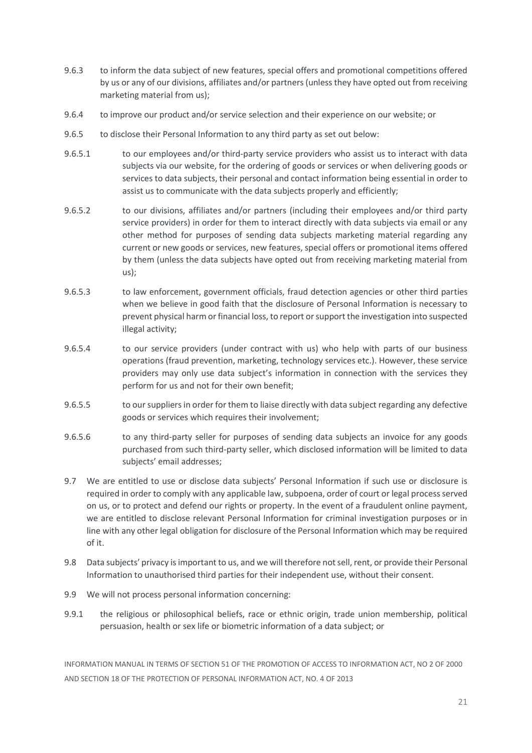9.6.3 to inform the data subject of new features, special offers and promotional competitions offered by us or any of our divisions, affiliates and/or partners (unless they have opted out from receiving marketing material from us);

9.6.4 to improve our product and/or service selection and their experience on our website; or

9.6.5 to disclose their Personal Information to any third party as set out below:

9.6.5.1 to our employees and/or third-party service providers who assist us to interact with data subjects via our website, for the ordering of goods or services or when delivering goods or services to data subjects, their personal and contact information being essential in order to assist us to communicate with the data subjects properly and efficiently;

9.6.5.2 to our divisions, affiliates and/or partners (including their employees and/or third party service providers) in order for them to interact directly with data subjects via email or any other method for purposes of sending data subjects marketing material regarding any current or new goods or services, new features, special offers or promotional items offered by them (unless the data subjects have opted out from receiving marketing material from us);

9.6.5.3 to law enforcement, government officials, fraud detection agencies or other third parties when we believe in good faith that the disclosure of Personal Information is necessary to prevent physical harm or financial loss, to report or support the investigation into suspected illegal activity;

9.6.5.4 to our service providers (under contract with us) who help with parts of our business operations (fraud prevention, marketing, technology services etc.). However, these service providers may only use data subject's information in connection with the services they perform for us and not for their own benefit;

9.6.5.5 to our suppliers in order for them to liaise directly with data subject regarding any defective goods or services which requires their involvement;

9.6.5.6 to any third-party seller for purposes of sending data subjects an invoice for any goods purchased from such third-party seller, which disclosed information will be limited to data subjects' email addresses;

9.7 We are entitled to use or disclose data subjects' Personal Information if such use or disclosure is required in order to comply with any applicable law, subpoena, order of court or legal process served on us, or to protect and defend our rights or property. In the event of a fraudulent online payment, we are entitled to disclose relevant Personal Information for criminal investigation purposes or in line with any other legal obligation for disclosure of the Personal Information which may be required of it.

9.8 Data subjects' privacy is important to us, and we will therefore not sell, rent, or provide their Personal Information to unauthorised third parties for their independent use, without their consent.

9.9 We will not process personal information concerning:

9.9.1 the religious or philosophical beliefs, race or ethnic origin, trade union membership, political persuasion, health or sex life or biometric information of a data subject; or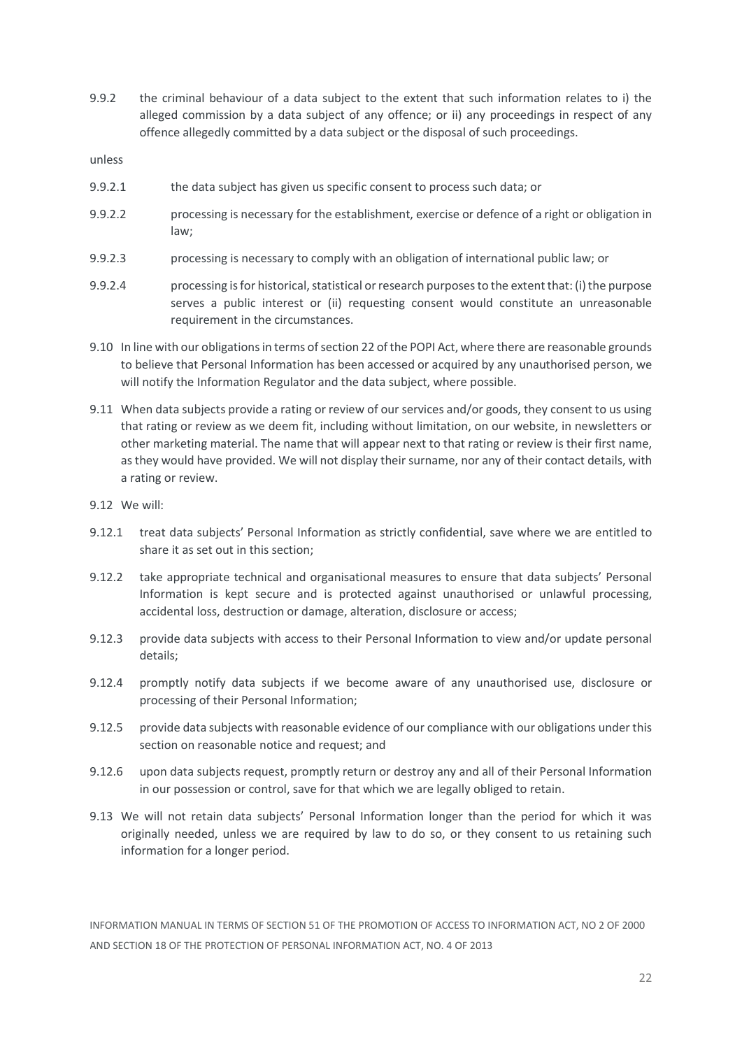9.9.2 the criminal behaviour of a data subject to the extent that such information relates to i) the alleged commission by a data subject of any offence; or ii) any proceedings in respect of any offence allegedly committed by a data subject or the disposal of such proceedings.

unless

9.9.2.1 the data subject has given us specific consent to process such data; or

9.9.2.2 processing is necessary for the establishment, exercise or defence of a right or obligation in law;

9.9.2.3 processing is necessary to comply with an obligation of international public law; or

9.9.2.4 processing is for historical, statistical or research purposes to the extent that: (i) the purpose serves a public interest or (ii) requesting consent would constitute an unreasonable requirement in the circumstances.

9.10 In line with our obligations in terms of section 22 of the POPI Act, where there are reasonable grounds to believe that Personal Information has been accessed or acquired by any unauthorised person, we will notify the Information Regulator and the data subject, where possible.

9.11 When data subjects provide a rating or review of our services and/or goods, they consent to us using that rating or review as we deem fit, including without limitation, on our website, in newsletters or other marketing material. The name that will appear next to that rating or review is their first name, as they would have provided. We will not display their surname, nor any of their contact details, with a rating or review.

9.12 We will:

9.12.1 treat data subjects' Personal Information as strictly confidential, save where we are entitled to share it as set out in this section;

9.12.2 take appropriate technical and organisational measures to ensure that data subjects' Personal Information is kept secure and is protected against unauthorised or unlawful processing, accidental loss, destruction or damage, alteration, disclosure or access;

9.12.3 provide data subjects with access to their Personal Information to view and/or update personal details;

9.12.4 promptly notify data subjects if we become aware of any unauthorised use, disclosure or processing of their Personal Information;

9.12.5 provide data subjects with reasonable evidence of our compliance with our obligations under this section on reasonable notice and request; and

9.12.6 upon data subjects request, promptly return or destroy any and all of their Personal Information in our possession or control, save for that which we are legally obliged to retain.

9.13 We will not retain data subjects' Personal Information longer than the period for which it was originally needed, unless we are required by law to do so, or they consent to us retaining such information for a longer period.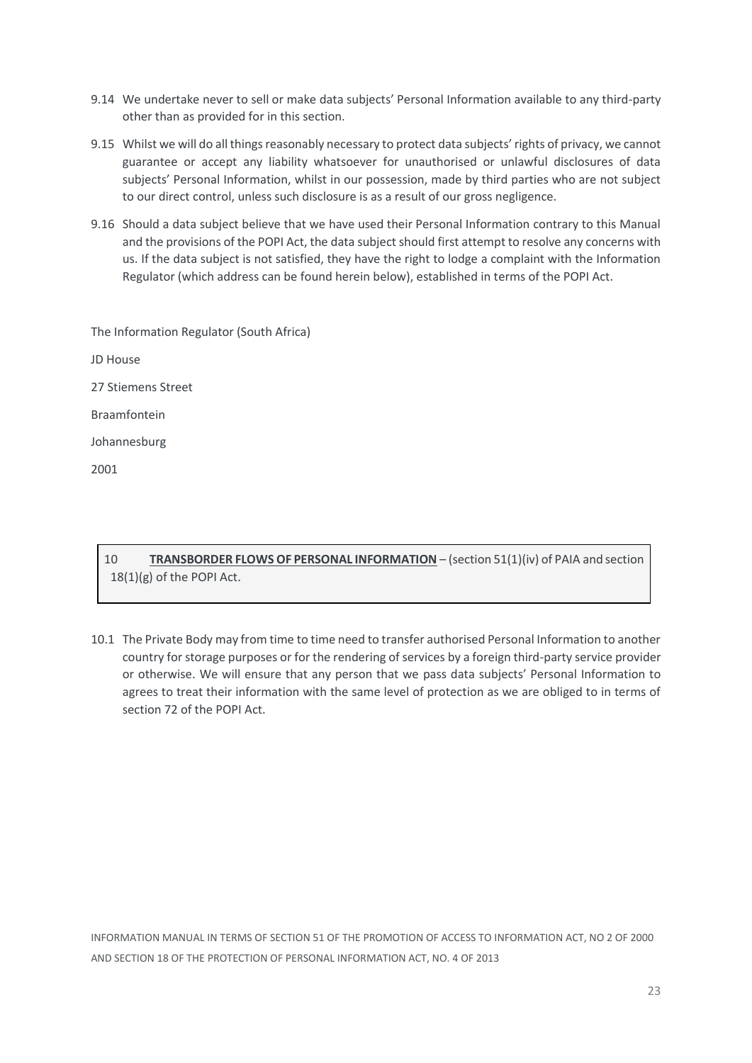9.14 We undertake never to sell or make data subjects' Personal Information available to any third-party other than as provided for in this section.

9.15 Whilst we will do all things reasonably necessary to protect data subjects' rights of privacy, we cannot guarantee or accept any liability whatsoever for unauthorised or unlawful disclosures of data subjects' Personal Information, whilst in our possession, made by third parties who are not subject to our direct control, unless such disclosure is as a result of our gross negligence.

9.16 Should a data subject believe that we have used their Personal Information contrary to this Manual and the provisions of the POPI Act, the data subject should first attempt to resolve any concerns with us. If the data subject is not satisfied, they have the right to lodge a complaint with the Information Regulator (which address can be found herein below), established in terms of the POPI Act.

The Information Regulator (South Africa)

JD House

27 Stiemens Street

Braamfontein

Johannesburg

2001

## 10 **TRANSBORDER FLOWS OF PERSONAL INFORMATION** – (section 51(1)(iv) of PAIA and section 18(1)(g) of the POPI Act.

10.1 The Private Body may from time to time need to transfer authorised Personal Information to another country for storage purposes or for the rendering of services by a foreign third-party service provider or otherwise. We will ensure that any person that we pass data subjects' Personal Information to agrees to treat their information with the same level of protection as we are obliged to in terms of section 72 of the POPI Act.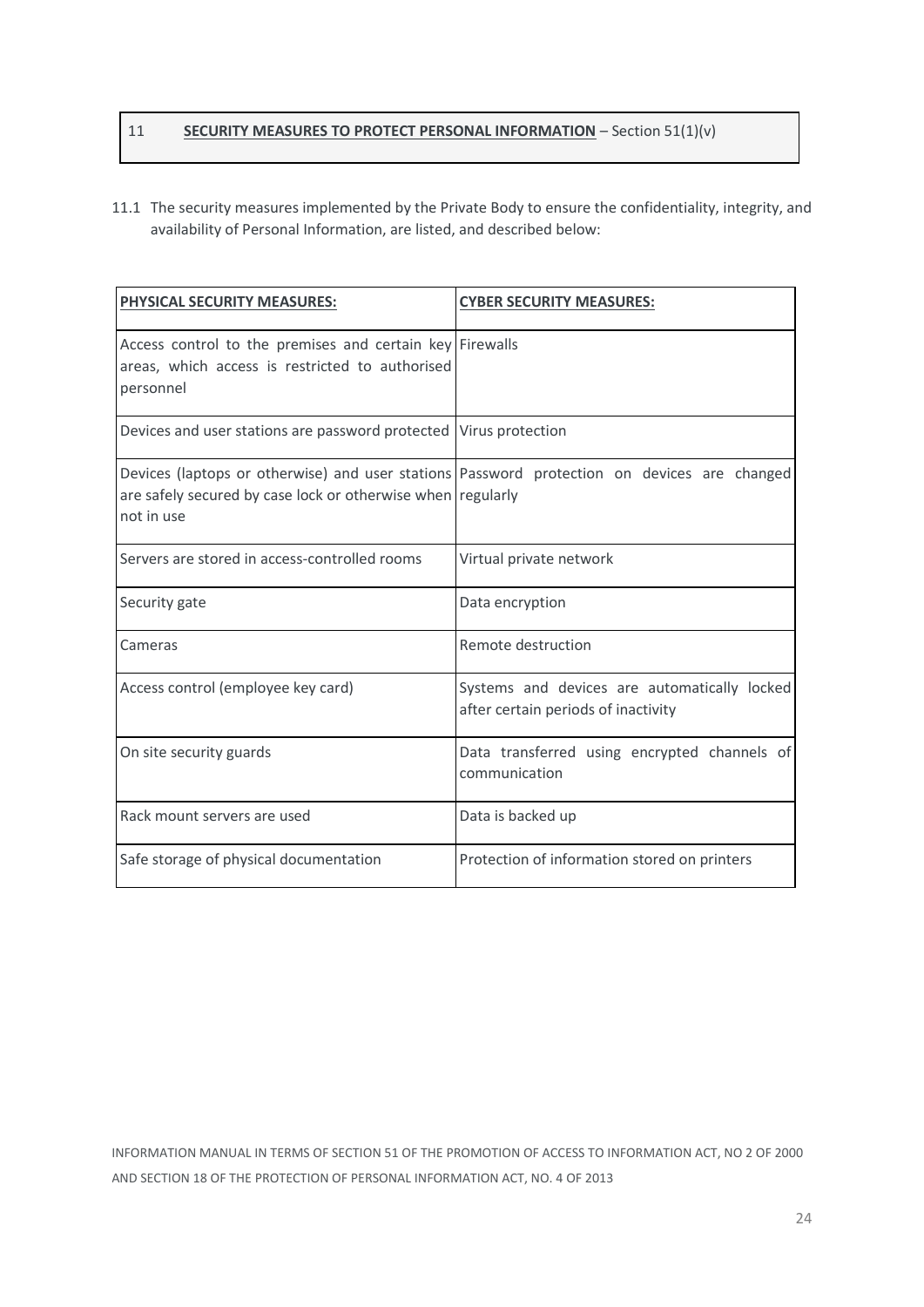## 11 **SECURITY MEASURES TO PROTECT PERSONAL INFORMATION** – Section 51(1)(v)

11.1 The security measures implemented by the Private Body to ensure the confidentiality, integrity, and availability of Personal Information, are listed, and described below:

| **PHYSICAL SECURITY MEASURES:** | **CYBER SECURITY MEASURES:** |
|---|---|
| Access control to the premises and certain key areas, which access is restricted to authorised personnel | Firewalls |
| Devices and user stations are password protected | Virus protection |
| Devices (laptops or otherwise) and user stations are safely secured by case lock or otherwise when not in use | Password protection on devices are changed regularly |
| Servers are stored in access-controlled rooms | Virtual private network |
| Security gate | Data encryption |
| Cameras | Remote destruction |
| Access control (employee key card) | Systems and devices are automatically locked after certain periods of inactivity |
| On site security guards | Data transferred using encrypted channels of communication |
| Rack mount servers are used | Data is backed up |
| Safe storage of physical documentation | Protection of information stored on printers |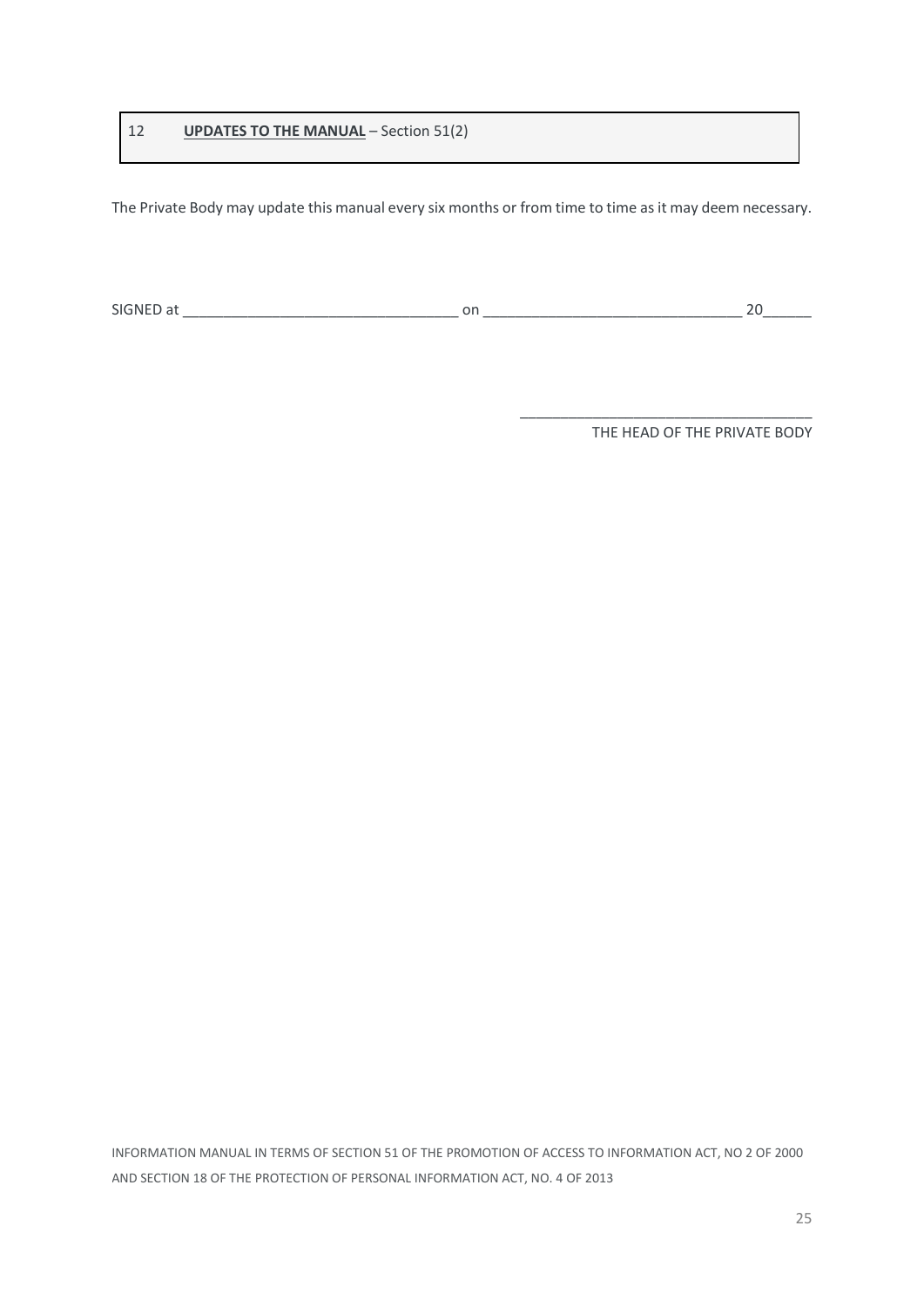## 12 **UPDATES TO THE MANUAL** – Section 51(2)

The Private Body may update this manual every six months or from time to time as it may deem necessary.

SIGNED at _________________________________ on ________________________________ 20______

___________________________________

THE HEAD OF THE PRIVATE BODY